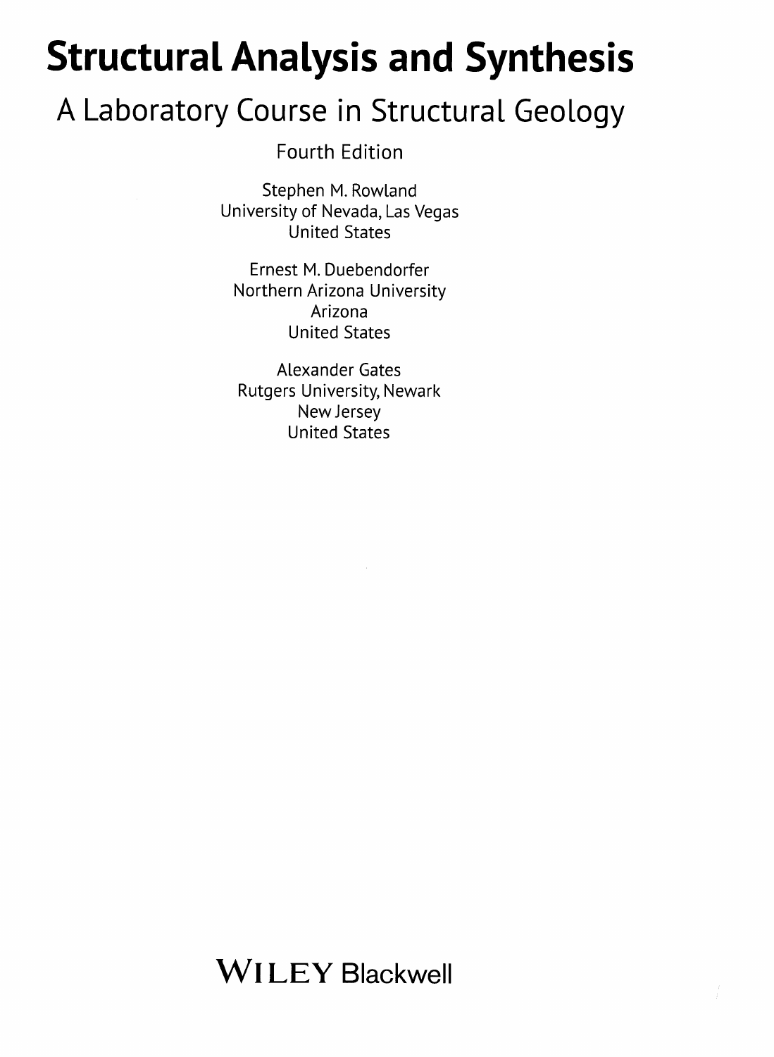# Structural Analysis and Synthesis

## A Laboratory Course in Structural Geology

Fourth Edition

Stephen M. Rowland
University of Nevada, Las Vegas
United States

Ernest M. Duebendorfer
Northern Arizona University
Arizona
United States

Alexander Gates
Rutgers University, Newark
New Jersey
United States

WILEY Blackwell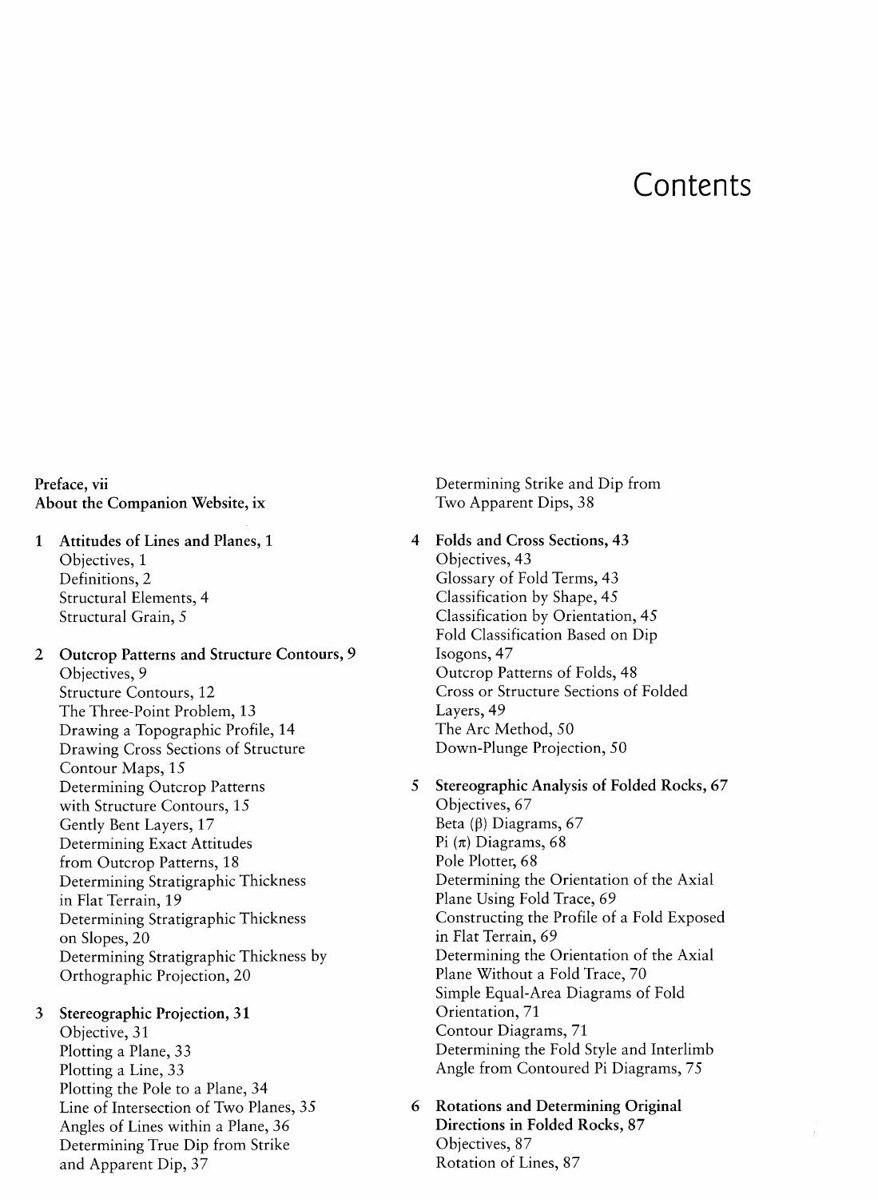# Contents

**Preface, vii**
**About the Companion Website, ix**

**1 Attitudes of Lines and Planes, 1**
- Objectives, 1
- Definitions, 2
- Structural Elements, 4
- Structural Grain, 5

**2 Outcrop Patterns and Structure Contours, 9**
- Objectives, 9
- Structure Contours, 12
- The Three-Point Problem, 13
- Drawing a Topographic Profile, 14
- Drawing Cross Sections of Structure Contour Maps, 15
- Determining Outcrop Patterns with Structure Contours, 15
- Gently Bent Layers, 17
- Determining Exact Attitudes from Outcrop Patterns, 18
- Determining Stratigraphic Thickness in Flat Terrain, 19
- Determining Stratigraphic Thickness on Slopes, 20
- Determining Stratigraphic Thickness by Orthographic Projection, 20

**3 Stereographic Projection, 31**
- Objective, 31
- Plotting a Plane, 33
- Plotting a Line, 33
- Plotting the Pole to a Plane, 34
- Line of Intersection of Two Planes, 35
- Angles of Lines within a Plane, 36
- Determining True Dip from Strike and Apparent Dip, 37
- Determining Strike and Dip from Two Apparent Dips, 38

**4 Folds and Cross Sections, 43**
- Objectives, 43
- Glossary of Fold Terms, 43
- Classification by Shape, 45
- Classification by Orientation, 45
- Fold Classification Based on Dip Isogons, 47
- Outcrop Patterns of Folds, 48
- Cross or Structure Sections of Folded Layers, 49
- The Arc Method, 50
- Down-Plunge Projection, 50

**5 Stereographic Analysis of Folded Rocks, 67**
- Objectives, 67
- Beta (β) Diagrams, 67
- Pi (π) Diagrams, 68
- Pole Plotter, 68
- Determining the Orientation of the Axial Plane Using Fold Trace, 69
- Constructing the Profile of a Fold Exposed in Flat Terrain, 69
- Determining the Orientation of the Axial Plane Without a Fold Trace, 70
- Simple Equal-Area Diagrams of Fold Orientation, 71
- Contour Diagrams, 71
- Determining the Fold Style and Interlimb Angle from Contoured Pi Diagrams, 75

**6 Rotations and Determining Original Directions in Folded Rocks, 87**
- Objectives, 87
- Rotation of Lines, 87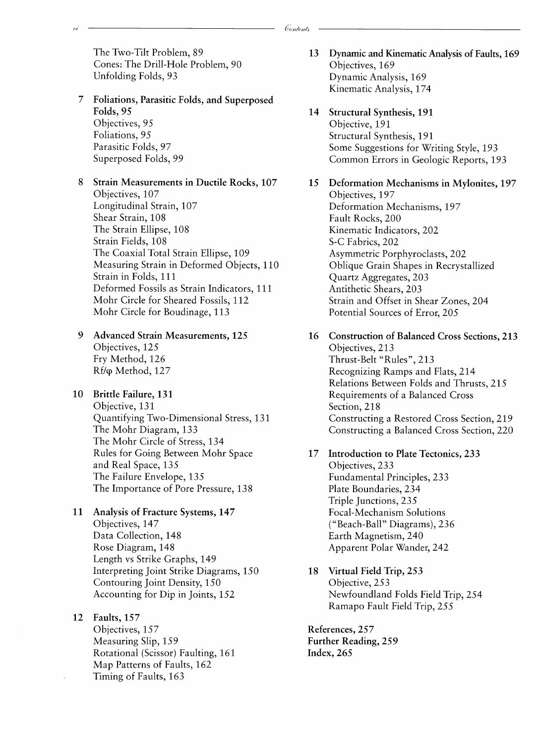The Two-Tilt Problem, 89
Cones: The Drill-Hole Problem, 90
Unfolding Folds, 93

**7 Foliations, Parasitic Folds, and Superposed Folds, 95**
Objectives, 95
Foliations, 95
Parasitic Folds, 97
Superposed Folds, 99

**8 Strain Measurements in Ductile Rocks, 107**
Objectives, 107
Longitudinal Strain, 107
Shear Strain, 108
The Strain Ellipse, 108
Strain Fields, 108
The Coaxial Total Strain Ellipse, 109
Measuring Strain in Deformed Objects, 110
Strain in Folds, 111
Deformed Fossils as Strain Indicators, 111
Mohr Circle for Sheared Fossils, 112
Mohr Circle for Boudinage, 113

**9 Advanced Strain Measurements, 125**
Objectives, 125
Fry Method, 126
Rf/φ Method, 127

**10 Brittle Failure, 131**
Objective, 131
Quantifying Two-Dimensional Stress, 131
The Mohr Diagram, 133
The Mohr Circle of Stress, 134
Rules for Going Between Mohr Space and Real Space, 135
The Failure Envelope, 135
The Importance of Pore Pressure, 138

**11 Analysis of Fracture Systems, 147**
Objectives, 147
Data Collection, 148
Rose Diagram, 148
Length vs Strike Graphs, 149
Interpreting Joint Strike Diagrams, 150
Contouring Joint Density, 150
Accounting for Dip in Joints, 152

**12 Faults, 157**
Objectives, 157
Measuring Slip, 159
Rotational (Scissor) Faulting, 161
Map Patterns of Faults, 162
Timing of Faults, 163

**13 Dynamic and Kinematic Analysis of Faults, 169**
Objectives, 169
Dynamic Analysis, 169
Kinematic Analysis, 174

**14 Structural Synthesis, 191**
Objective, 191
Structural Synthesis, 191
Some Suggestions for Writing Style, 193
Common Errors in Geologic Reports, 193

**15 Deformation Mechanisms in Mylonites, 197**
Objectives, 197
Deformation Mechanisms, 197
Fault Rocks, 200
Kinematic Indicators, 202
S-C Fabrics, 202
Asymmetric Porphyroclasts, 202
Oblique Grain Shapes in Recrystallized Quartz Aggregates, 203
Antithetic Shears, 203
Strain and Offset in Shear Zones, 204
Potential Sources of Error, 205

**16 Construction of Balanced Cross Sections, 213**
Objectives, 213
Thrust-Belt "Rules", 213
Recognizing Ramps and Flats, 214
Relations Between Folds and Thrusts, 215
Requirements of a Balanced Cross Section, 218
Constructing a Restored Cross Section, 219
Constructing a Balanced Cross Section, 220

**17 Introduction to Plate Tectonics, 233**
Objectives, 233
Fundamental Principles, 233
Plate Boundaries, 234
Triple Junctions, 235
Focal-Mechanism Solutions ("Beach-Ball" Diagrams), 236
Earth Magnetism, 240
Apparent Polar Wander, 242

**18 Virtual Field Trip, 253**
Objective, 253
Newfoundland Folds Field Trip, 254
Ramapo Fault Field Trip, 255

**References, 257**
**Further Reading, 259**
**Index, 265**